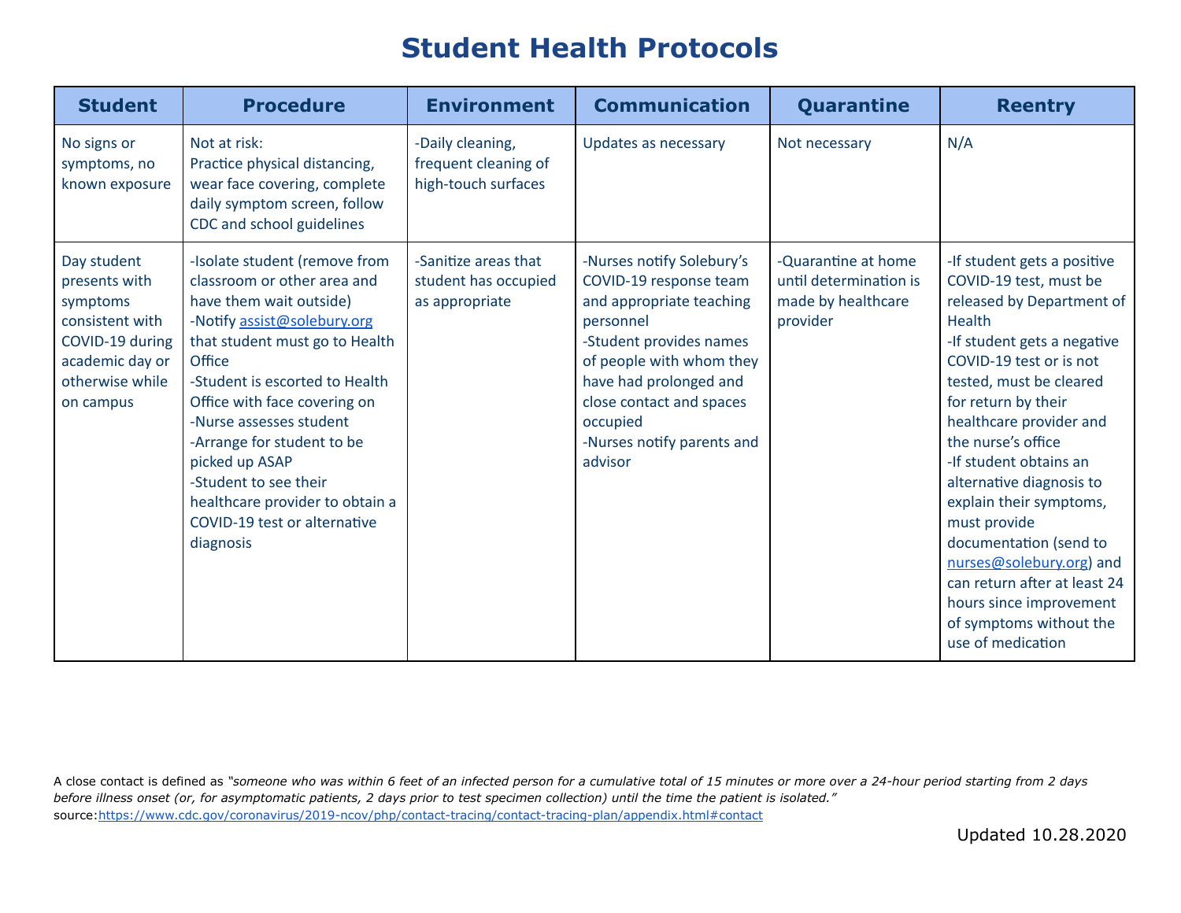# Student Health Protocols

| Student | Procedure | Environment | Communication | Quarantine | Reentry |
|---|---|---|---|---|---|
| No signs or symptoms, no known exposure | Not at risk:<br>Practice physical distancing, wear face covering, complete daily symptom screen, follow CDC and school guidelines | -Daily cleaning, frequent cleaning of high-touch surfaces | Updates as necessary | Not necessary | N/A |
| Day student presents with symptoms consistent with COVID-19 during academic day or otherwise while on campus | -Isolate student (remove from classroom or other area and have them wait outside)<br>-Notify assist@solebury.org that student must go to Health Office<br>-Student is escorted to Health Office with face covering on<br>-Nurse assesses student<br>-Arrange for student to be picked up ASAP<br>-Student to see their healthcare provider to obtain a COVID-19 test or alternative diagnosis | -Sanitize areas that student has occupied as appropriate | -Nurses notify Solebury's COVID-19 response team and appropriate teaching personnel<br>-Student provides names of people with whom they have had prolonged and close contact and spaces occupied<br>-Nurses notify parents and advisor | -Quarantine at home until determination is made by healthcare provider | -If student gets a positive COVID-19 test, must be released by Department of Health<br>-If student gets a negative COVID-19 test or is not tested, must be cleared for return by their healthcare provider and the nurse's office<br>-If student obtains an alternative diagnosis to explain their symptoms, must provide documentation (send to nurses@solebury.org) and can return after at least 24 hours since improvement of symptoms without the use of medication |

A close contact is defined as *"someone who was within 6 feet of an infected person for a cumulative total of 15 minutes or more over a 24-hour period starting from 2 days before illness onset (or, for asymptomatic patients, 2 days prior to test specimen collection) until the time the patient is isolated."*
source: https://www.cdc.gov/coronavirus/2019-ncov/php/contact-tracing/contact-tracing-plan/appendix.html#contact

Updated 10.28.2020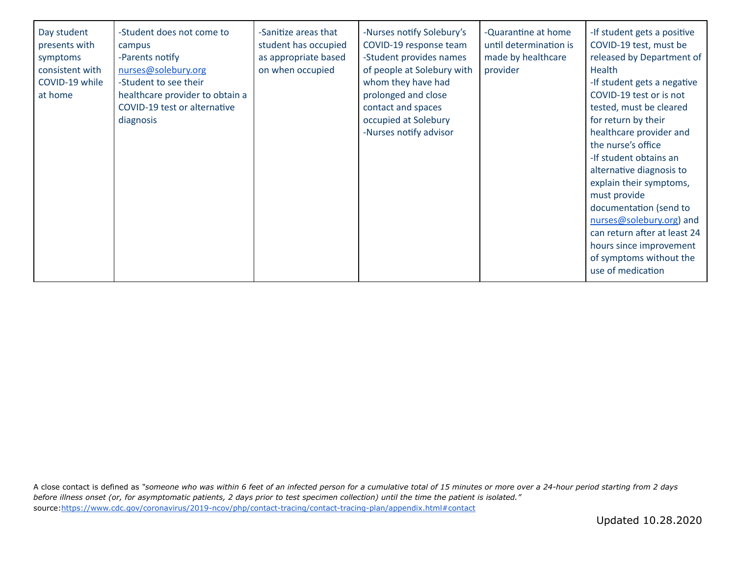| | | | | | |
|---|---|---|---|---|---|
| Day student presents with symptoms consistent with COVID-19 while at home | -Student does not come to campus<br>-Parents notify nurses@solebury.org<br>-Student to see their healthcare provider to obtain a COVID-19 test or alternative diagnosis | -Sanitize areas that student has occupied as appropriate based on when occupied | -Nurses notify Solebury's COVID-19 response team<br>-Student provides names of people at Solebury with whom they have had prolonged and close contact and spaces occupied at Solebury<br>-Nurses notify advisor | -Quarantine at home until determination is made by healthcare provider | -If student gets a positive COVID-19 test, must be released by Department of Health<br>-If student gets a negative COVID-19 test or is not tested, must be cleared for return by their healthcare provider and the nurse's office<br>-If student obtains an alternative diagnosis to explain their symptoms, must provide documentation (send to nurses@solebury.org) and can return after at least 24 hours since improvement of symptoms without the use of medication |

A close contact is defined as *"someone who was within 6 feet of an infected person for a cumulative total of 15 minutes or more over a 24-hour period starting from 2 days before illness onset (or, for asymptomatic patients, 2 days prior to test specimen collection) until the time the patient is isolated."*
source:https://www.cdc.gov/coronavirus/2019-ncov/php/contact-tracing/contact-tracing-plan/appendix.html#contact

Updated 10.28.2020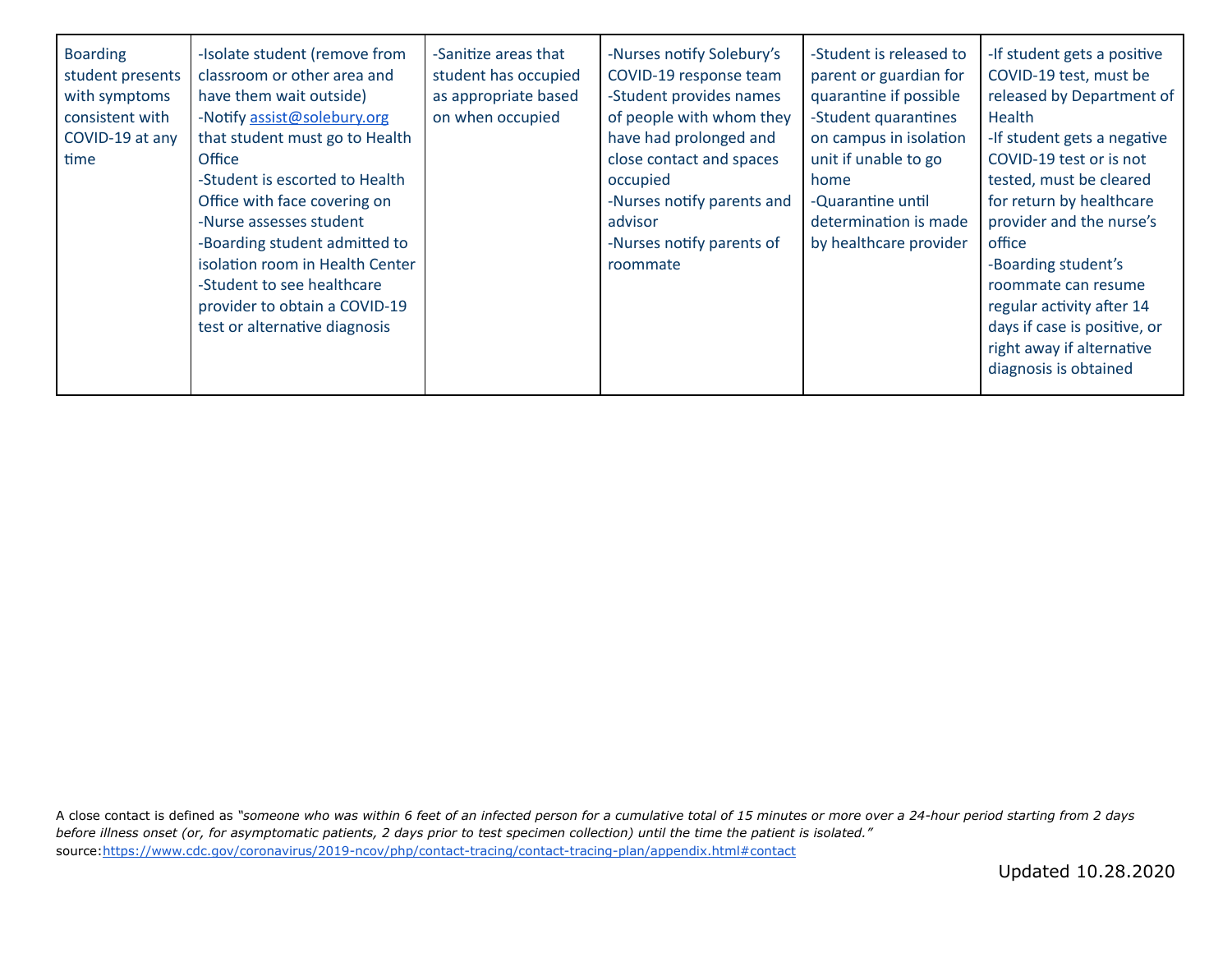| Boarding student presents with symptoms consistent with COVID-19 at any time | -Isolate student (remove from classroom or other area and have them wait outside)<br>-Notify assist@solebury.org that student must go to Health Office<br>-Student is escorted to Health Office with face covering on<br>-Nurse assesses student<br>-Boarding student admitted to isolation room in Health Center<br>-Student to see healthcare provider to obtain a COVID-19 test or alternative diagnosis | -Sanitize areas that student has occupied as appropriate based on when occupied | -Nurses notify Solebury's COVID-19 response team<br>-Student provides names of people with whom they have had prolonged and close contact and spaces occupied<br>-Nurses notify parents and advisor<br>-Nurses notify parents of roommate | -Student is released to parent or guardian for quarantine if possible<br>-Student quarantines on campus in isolation unit if unable to go home<br>-Quarantine until determination is made by healthcare provider | -If student gets a positive COVID-19 test, must be released by Department of Health<br>-If student gets a negative COVID-19 test or is not tested, must be cleared for return by healthcare provider and the nurse's office<br>-Boarding student's roommate can resume regular activity after 14 days if case is positive, or right away if alternative diagnosis is obtained |
|---|---|---|---|---|---|

A close contact is defined as *"someone who was within 6 feet of an infected person for a cumulative total of 15 minutes or more over a 24-hour period starting from 2 days before illness onset (or, for asymptomatic patients, 2 days prior to test specimen collection) until the time the patient is isolated."*
source:https://www.cdc.gov/coronavirus/2019-ncov/php/contact-tracing/contact-tracing-plan/appendix.html#contact

Updated 10.28.2020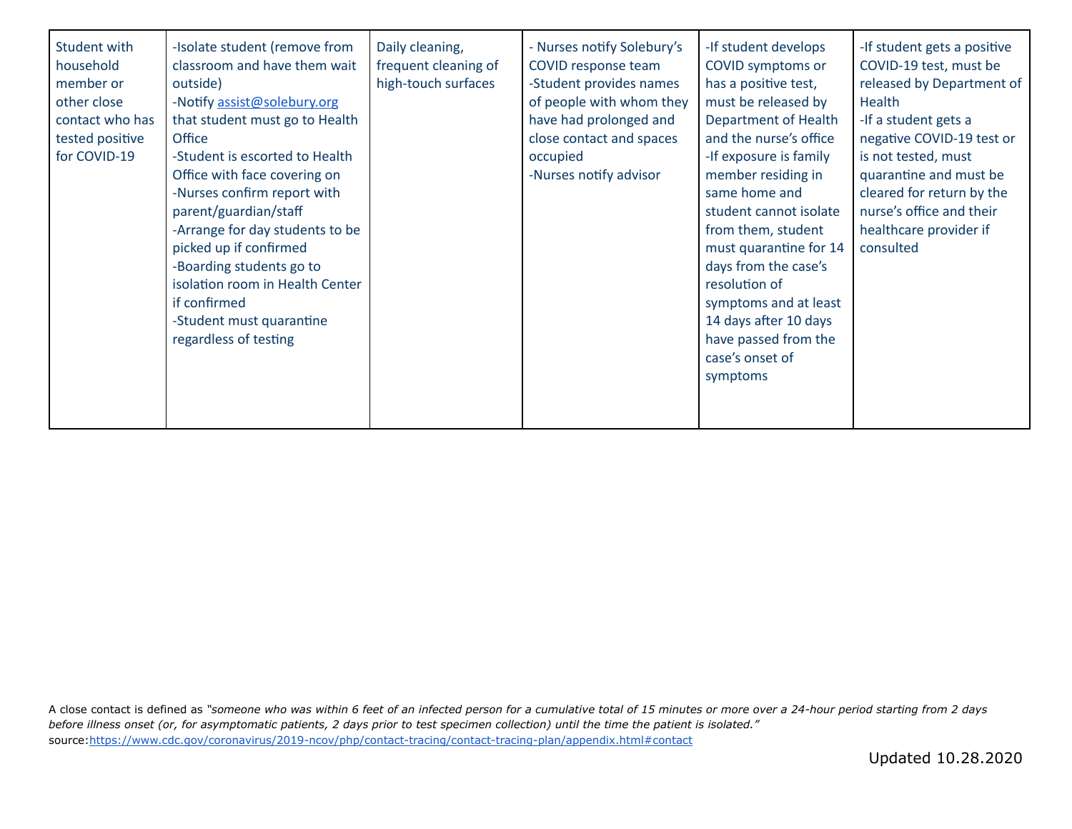| | | | | | |
|---|---|---|---|---|---|
| Student with household member or other close contact who has tested positive for COVID-19 | -Isolate student (remove from classroom and have them wait outside)<br>-Notify [assist@solebury.org](mailto:assist@solebury.org) that student must go to Health Office<br>-Student is escorted to Health Office with face covering on<br>-Nurses confirm report with parent/guardian/staff<br>-Arrange for day students to be picked up if confirmed<br>-Boarding students go to isolation room in Health Center if confirmed<br>-Student must quarantine regardless of testing | Daily cleaning, frequent cleaning of high-touch surfaces | - Nurses notify Solebury's COVID response team<br>-Student provides names of people with whom they have had prolonged and close contact and spaces occupied<br>-Nurses notify advisor | -If student develops COVID symptoms or has a positive test, must be released by Department of Health and the nurse's office<br>-If exposure is family member residing in same home and student cannot isolate from them, student must quarantine for 14 days from the case's resolution of symptoms and at least 14 days after 10 days have passed from the case's onset of symptoms | -If student gets a positive COVID-19 test, must be released by Department of Health<br>-If a student gets a negative COVID-19 test or is not tested, must quarantine and must be cleared for return by the nurse's office and their healthcare provider if consulted |

A close contact is defined as *"someone who was within 6 feet of an infected person for a cumulative total of 15 minutes or more over a 24-hour period starting from 2 days before illness onset (or, for asymptomatic patients, 2 days prior to test specimen collection) until the time the patient is isolated."*
source: [https://www.cdc.gov/coronavirus/2019-ncov/php/contact-tracing/contact-tracing-plan/appendix.html#contact](https://www.cdc.gov/coronavirus/2019-ncov/php/contact-tracing/contact-tracing-plan/appendix.html#contact)

Updated 10.28.2020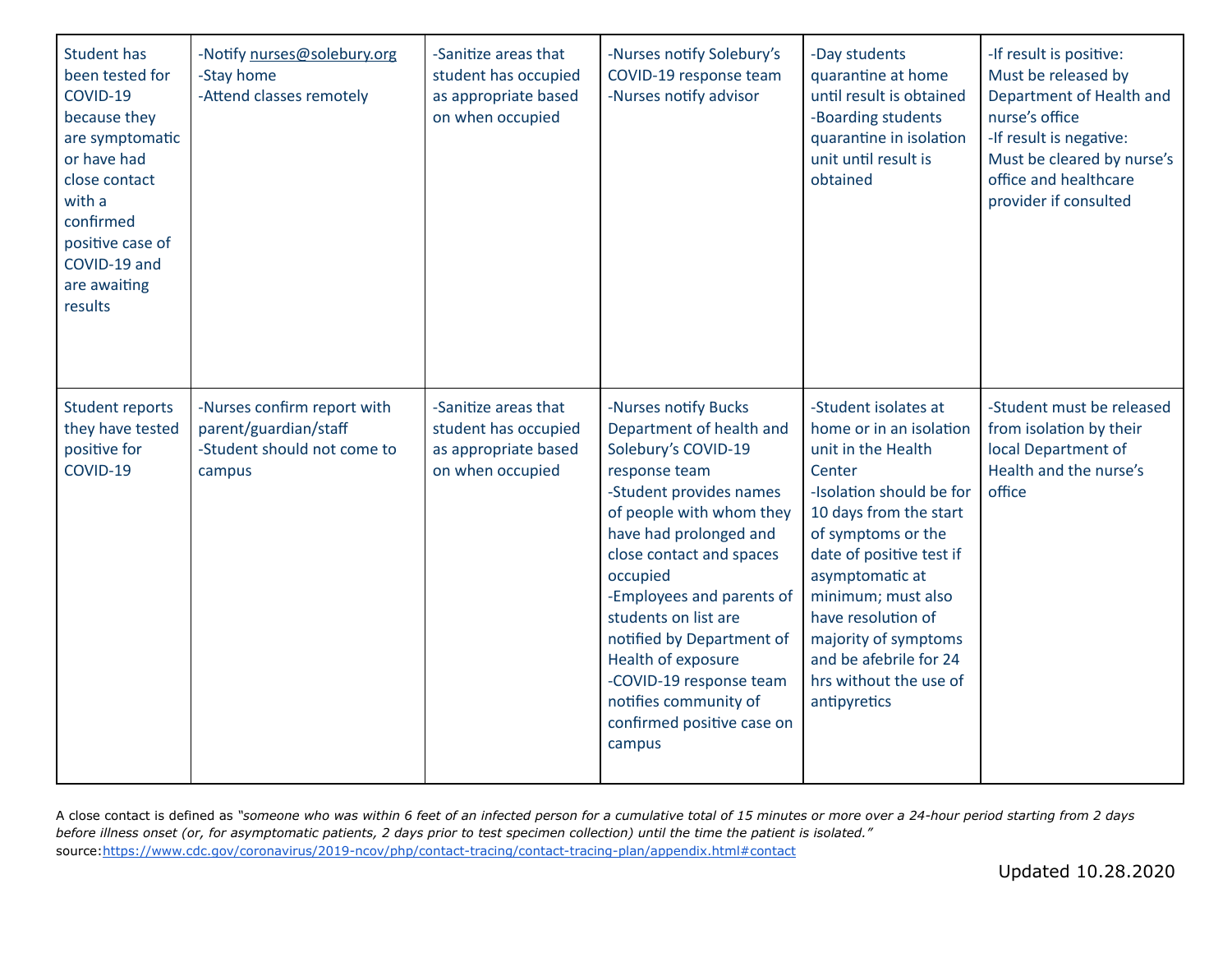| | | | | | |
|---|---|---|---|---|---|
| Student has been tested for COVID-19 because they are symptomatic or have had close contact with a confirmed positive case of COVID-19 and are awaiting results | -Notify nurses@solebury.org<br>-Stay home<br>-Attend classes remotely | -Sanitize areas that student has occupied as appropriate based on when occupied | -Nurses notify Solebury's COVID-19 response team<br>-Nurses notify advisor | -Day students quarantine at home until result is obtained<br>-Boarding students quarantine in isolation unit until result is obtained | -If result is positive: Must be released by Department of Health and nurse's office<br>-If result is negative: Must be cleared by nurse's office and healthcare provider if consulted |
| Student reports they have tested positive for COVID-19 | -Nurses confirm report with parent/guardian/staff<br>-Student should not come to campus | -Sanitize areas that student has occupied as appropriate based on when occupied | -Nurses notify Bucks Department of health and Solebury's COVID-19 response team<br>-Student provides names of people with whom they have had prolonged and close contact and spaces occupied<br>-Employees and parents of students on list are notified by Department of Health of exposure<br>-COVID-19 response team notifies community of confirmed positive case on campus | -Student isolates at home or in an isolation unit in the Health Center<br>-Isolation should be for 10 days from the start of symptoms or the date of positive test if asymptomatic at minimum; must also have resolution of majority of symptoms and be afebrile for 24 hrs without the use of antipyretics | -Student must be released from isolation by their local Department of Health and the nurse's office |

A close contact is defined as *"someone who was within 6 feet of an infected person for a cumulative total of 15 minutes or more over a 24-hour period starting from 2 days before illness onset (or, for asymptomatic patients, 2 days prior to test specimen collection) until the time the patient is isolated."*
source:https://www.cdc.gov/coronavirus/2019-ncov/php/contact-tracing/contact-tracing-plan/appendix.html#contact

Updated 10.28.2020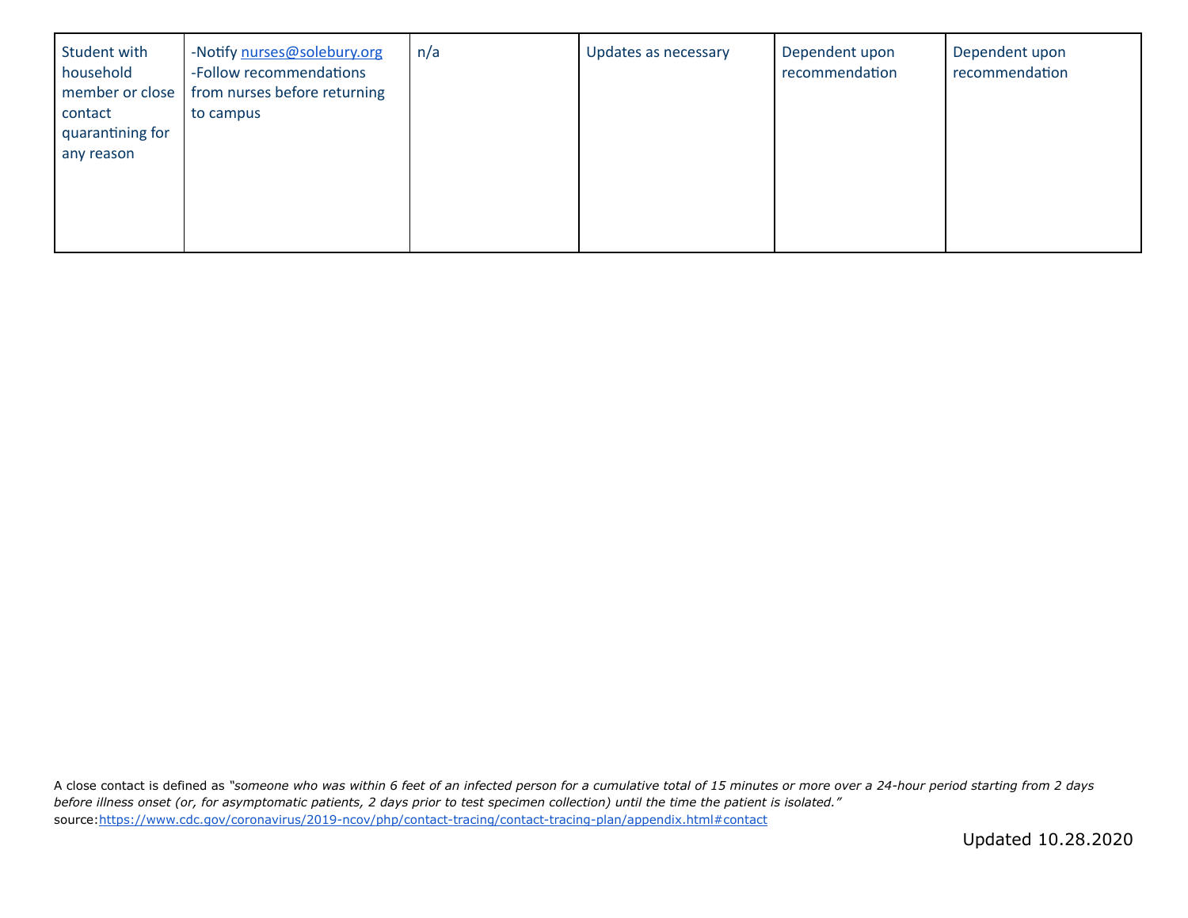| Student with household member or close contact quarantining for any reason | -Notify nurses@solebury.org<br>-Follow recommendations from nurses before returning to campus | n/a | Updates as necessary | Dependent upon recommendation | Dependent upon recommendation |
|---|---|---|---|---|---|

A close contact is defined as *"someone who was within 6 feet of an infected person for a cumulative total of 15 minutes or more over a 24-hour period starting from 2 days before illness onset (or, for asymptomatic patients, 2 days prior to test specimen collection) until the time the patient is isolated."*
source:https://www.cdc.gov/coronavirus/2019-ncov/php/contact-tracing/contact-tracing-plan/appendix.html#contact

Updated 10.28.2020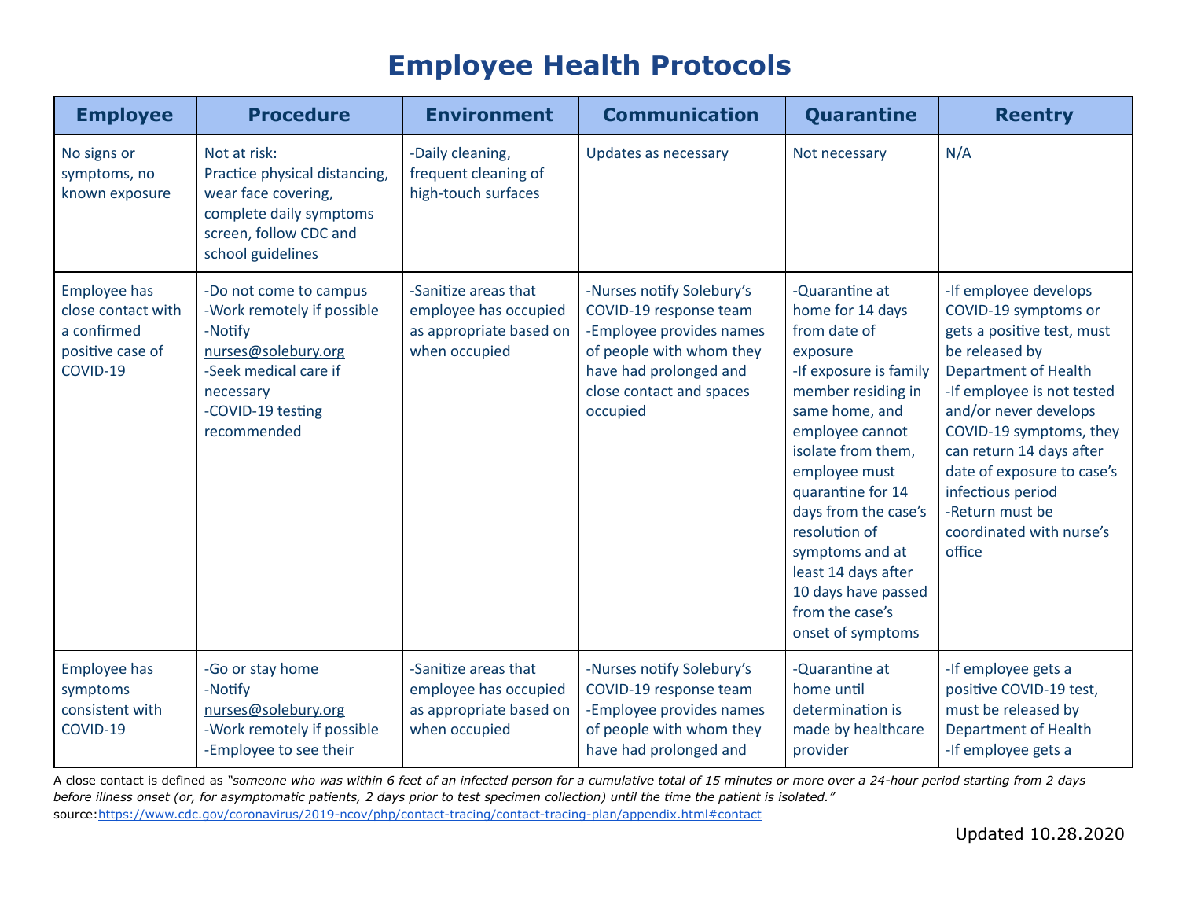# Employee Health Protocols

| Employee | Procedure | Environment | Communication | Quarantine | Reentry |
|---|---|---|---|---|---|
| No signs or symptoms, no known exposure | Not at risk:<br>Practice physical distancing, wear face covering, complete daily symptoms screen, follow CDC and school guidelines | -Daily cleaning, frequent cleaning of high-touch surfaces | Updates as necessary | Not necessary | N/A |
| Employee has close contact with a confirmed positive case of COVID-19 | -Do not come to campus<br>-Work remotely if possible<br>-Notify nurses@solebury.org<br>-Seek medical care if necessary<br>-COVID-19 testing recommended | -Sanitize areas that employee has occupied as appropriate based on when occupied | -Nurses notify Solebury's COVID-19 response team<br>-Employee provides names of people with whom they have had prolonged and close contact and spaces occupied | -Quarantine at home for 14 days from date of exposure<br>-If exposure is family member residing in same home, and employee cannot isolate from them, employee must quarantine for 14 days from the case's resolution of symptoms and at least 14 days after 10 days have passed from the case's onset of symptoms | -If employee develops COVID-19 symptoms or gets a positive test, must be released by Department of Health<br>-If employee is not tested and/or never develops COVID-19 symptoms, they can return 14 days after date of exposure to case's infectious period<br>-Return must be coordinated with nurse's office |
| Employee has symptoms consistent with COVID-19 | -Go or stay home<br>-Notify nurses@solebury.org<br>-Work remotely if possible<br>-Employee to see their | -Sanitize areas that employee has occupied as appropriate based on when occupied | -Nurses notify Solebury's COVID-19 response team<br>-Employee provides names of people with whom they have had prolonged and | -Quarantine at home until determination is made by healthcare provider | -If employee gets a positive COVID-19 test, must be released by Department of Health<br>-If employee gets a |

A close contact is defined as *"someone who was within 6 feet of an infected person for a cumulative total of 15 minutes or more over a 24-hour period starting from 2 days before illness onset (or, for asymptomatic patients, 2 days prior to test specimen collection) until the time the patient is isolated."*
source: https://www.cdc.gov/coronavirus/2019-ncov/php/contact-tracing/contact-tracing-plan/appendix.html#contact

Updated 10.28.2020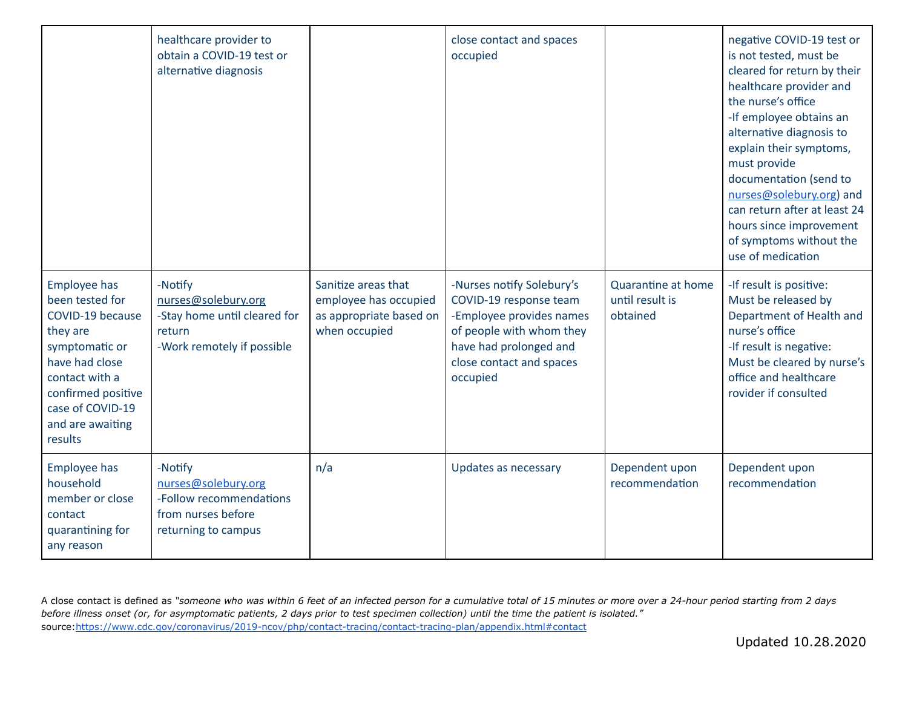| | | | | | |
|---|---|---|---|---|---|
| | healthcare provider to obtain a COVID-19 test or alternative diagnosis | | close contact and spaces occupied | | negative COVID-19 test or is not tested, must be cleared for return by their healthcare provider and the nurse's office<br>-If employee obtains an alternative diagnosis to explain their symptoms, must provide documentation (send to nurses@solebury.org) and can return after at least 24 hours since improvement of symptoms without the use of medication |
| Employee has been tested for COVID-19 because they are symptomatic or have had close contact with a confirmed positive case of COVID-19 and are awaiting results | -Notify nurses@solebury.org<br>-Stay home until cleared for return<br>-Work remotely if possible | Sanitize areas that employee has occupied as appropriate based on when occupied | -Nurses notify Solebury's COVID-19 response team<br>-Employee provides names of people with whom they have had prolonged and close contact and spaces occupied | Quarantine at home until result is obtained | -If result is positive: Must be released by Department of Health and nurse's office<br>-If result is negative: Must be cleared by nurse's office and healthcare rovider if consulted |
| Employee has household member or close contact quarantining for any reason | -Notify nurses@solebury.org<br>-Follow recommendations from nurses before returning to campus | n/a | Updates as necessary | Dependent upon recommendation | Dependent upon recommendation |

A close contact is defined as *"someone who was within 6 feet of an infected person for a cumulative total of 15 minutes or more over a 24-hour period starting from 2 days before illness onset (or, for asymptomatic patients, 2 days prior to test specimen collection) until the time the patient is isolated."*
source:https://www.cdc.gov/coronavirus/2019-ncov/php/contact-tracing/contact-tracing-plan/appendix.html#contact

Updated 10.28.2020